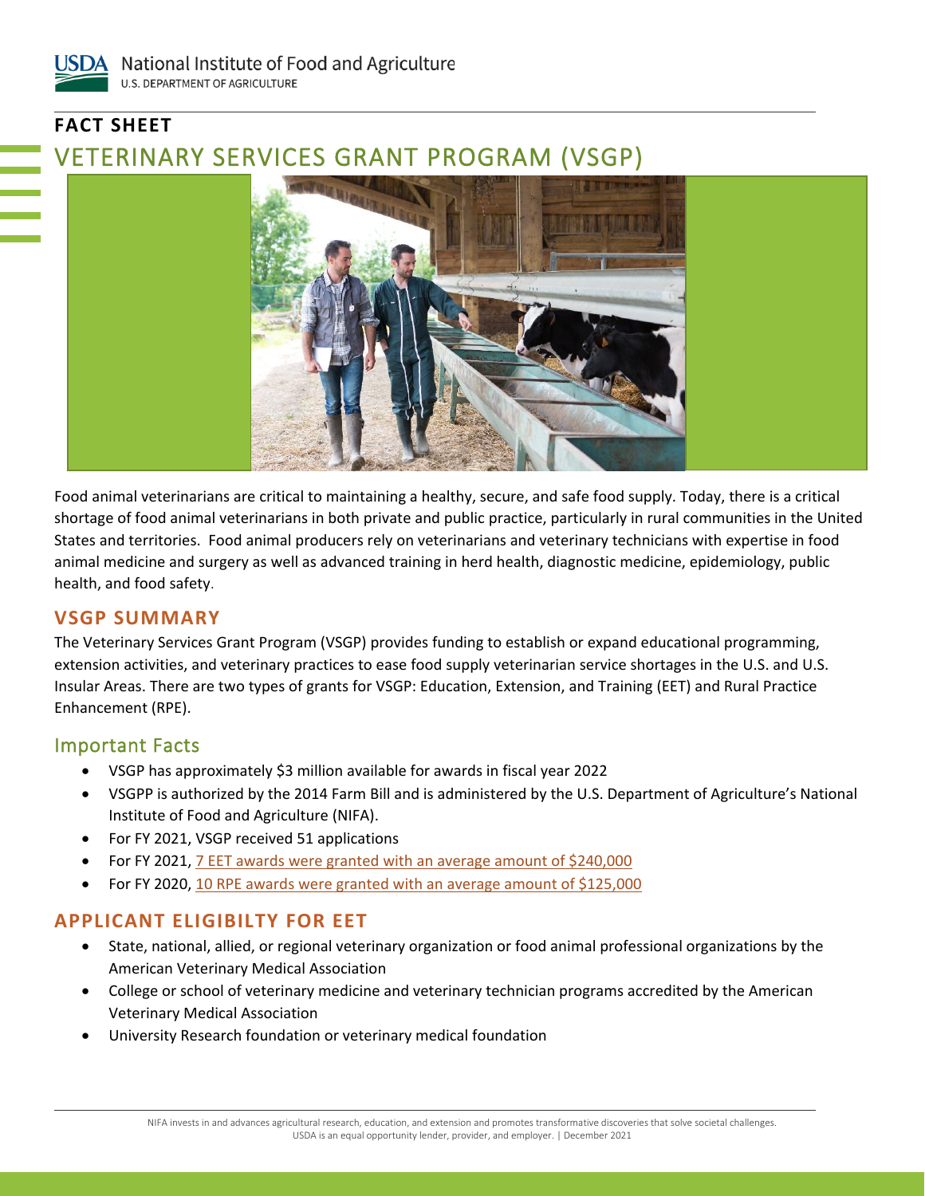USDA National Institute of Food and Agriculture
U.S. DEPARTMENT OF AGRICULTURE

**FACT SHEET**

# VETERINARY SERVICES GRANT PROGRAM (VSGP)

Food animal veterinarians are critical to maintaining a healthy, secure, and safe food supply. Today, there is a critical shortage of food animal veterinarians in both private and public practice, particularly in rural communities in the United States and territories. Food animal producers rely on veterinarians and veterinary technicians with expertise in food animal medicine and surgery as well as advanced training in herd health, diagnostic medicine, epidemiology, public health, and food safety.

## VSGP SUMMARY

The Veterinary Services Grant Program (VSGP) provides funding to establish or expand educational programming, extension activities, and veterinary practices to ease food supply veterinarian service shortages in the U.S. and U.S. Insular Areas. There are two types of grants for VSGP: Education, Extension, and Training (EET) and Rural Practice Enhancement (RPE).

### Important Facts

- VSGP has approximately $3 million available for awards in fiscal year 2022
- VSGPP is authorized by the 2014 Farm Bill and is administered by the U.S. Department of Agriculture's National Institute of Food and Agriculture (NIFA).
- For FY 2021, VSGP received 51 applications
- For FY 2021, 7 EET awards were granted with an average amount of $240,000
- For FY 2020, 10 RPE awards were granted with an average amount of $125,000

## APPLICANT ELIGIBILTY FOR EET

- State, national, allied, or regional veterinary organization or food animal professional organizations by the American Veterinary Medical Association
- College or school of veterinary medicine and veterinary technician programs accredited by the American Veterinary Medical Association
- University Research foundation or veterinary medical foundation

NIFA invests in and advances agricultural research, education, and extension and promotes transformative discoveries that solve societal challenges.
USDA is an equal opportunity lender, provider, and employer. | December 2021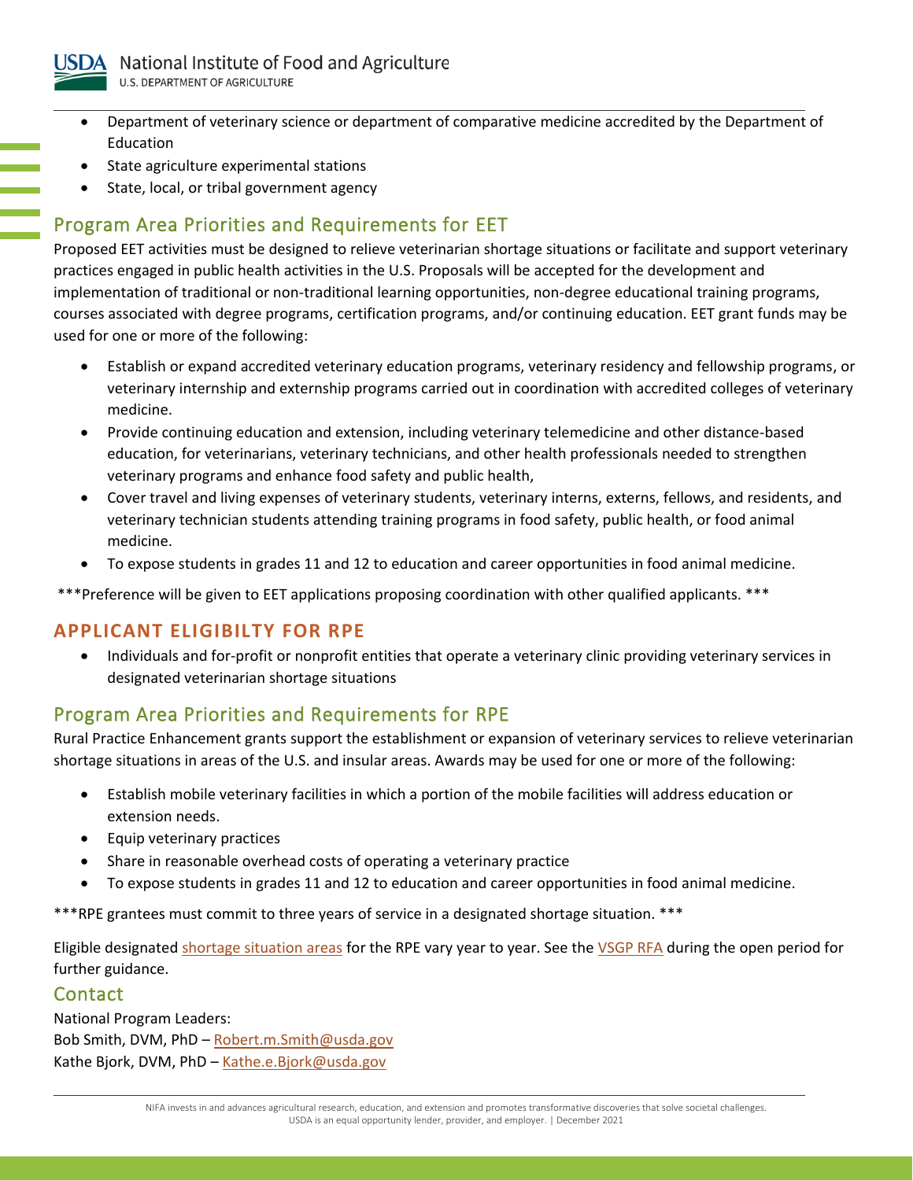- Department of veterinary science or department of comparative medicine accredited by the Department of Education
- State agriculture experimental stations
- State, local, or tribal government agency

## Program Area Priorities and Requirements for EET

Proposed EET activities must be designed to relieve veterinarian shortage situations or facilitate and support veterinary practices engaged in public health activities in the U.S. Proposals will be accepted for the development and implementation of traditional or non-traditional learning opportunities, non-degree educational training programs, courses associated with degree programs, certification programs, and/or continuing education. EET grant funds may be used for one or more of the following:

- Establish or expand accredited veterinary education programs, veterinary residency and fellowship programs, or veterinary internship and externship programs carried out in coordination with accredited colleges of veterinary medicine.
- Provide continuing education and extension, including veterinary telemedicine and other distance-based education, for veterinarians, veterinary technicians, and other health professionals needed to strengthen veterinary programs and enhance food safety and public health,
- Cover travel and living expenses of veterinary students, veterinary interns, externs, fellows, and residents, and veterinary technician students attending training programs in food safety, public health, or food animal medicine.
- To expose students in grades 11 and 12 to education and career opportunities in food animal medicine.

***Preference will be given to EET applications proposing coordination with other qualified applicants. ***

## APPLICANT ELIGIBILTY FOR RPE

- Individuals and for-profit or nonprofit entities that operate a veterinary clinic providing veterinary services in designated veterinarian shortage situations

## Program Area Priorities and Requirements for RPE

Rural Practice Enhancement grants support the establishment or expansion of veterinary services to relieve veterinarian shortage situations in areas of the U.S. and insular areas. Awards may be used for one or more of the following:

- Establish mobile veterinary facilities in which a portion of the mobile facilities will address education or extension needs.
- Equip veterinary practices
- Share in reasonable overhead costs of operating a veterinary practice
- To expose students in grades 11 and 12 to education and career opportunities in food animal medicine.

***RPE grantees must commit to three years of service in a designated shortage situation. ***

Eligible designated shortage situation areas for the RPE vary year to year. See the VSGP RFA during the open period for further guidance.

## Contact

National Program Leaders:
Bob Smith, DVM, PhD – Robert.m.Smith@usda.gov
Kathe Bjork, DVM, PhD – Kathe.e.Bjork@usda.gov

NIFA invests in and advances agricultural research, education, and extension and promotes transformative discoveries that solve societal challenges.
USDA is an equal opportunity lender, provider, and employer. | December 2021